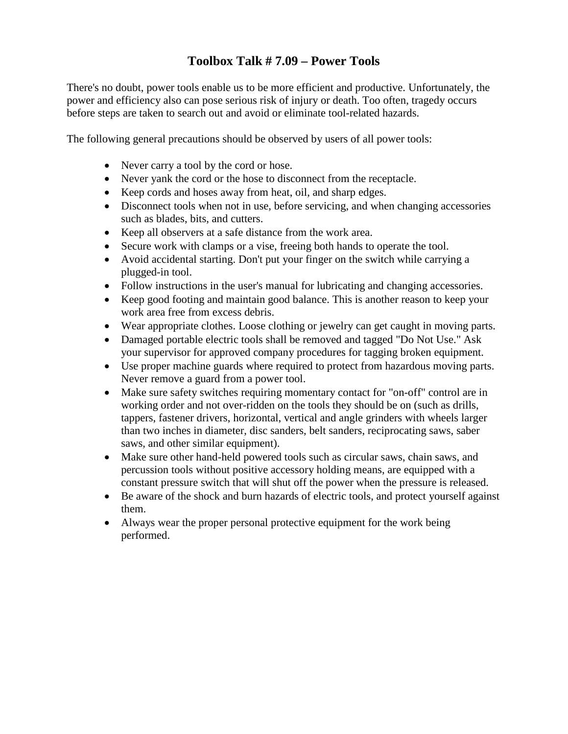# Toolbox Talk # 7.09 – Power Tools

There's no doubt, power tools enable us to be more efficient and productive. Unfortunately, the power and efficiency also can pose serious risk of injury or death. Too often, tragedy occurs before steps are taken to search out and avoid or eliminate tool-related hazards.

The following general precautions should be observed by users of all power tools:

- Never carry a tool by the cord or hose.
- Never yank the cord or the hose to disconnect from the receptacle.
- Keep cords and hoses away from heat, oil, and sharp edges.
- Disconnect tools when not in use, before servicing, and when changing accessories such as blades, bits, and cutters.
- Keep all observers at a safe distance from the work area.
- Secure work with clamps or a vise, freeing both hands to operate the tool.
- Avoid accidental starting. Don't put your finger on the switch while carrying a plugged-in tool.
- Follow instructions in the user's manual for lubricating and changing accessories.
- Keep good footing and maintain good balance. This is another reason to keep your work area free from excess debris.
- Wear appropriate clothes. Loose clothing or jewelry can get caught in moving parts.
- Damaged portable electric tools shall be removed and tagged "Do Not Use." Ask your supervisor for approved company procedures for tagging broken equipment.
- Use proper machine guards where required to protect from hazardous moving parts. Never remove a guard from a power tool.
- Make sure safety switches requiring momentary contact for "on-off" control are in working order and not over-ridden on the tools they should be on (such as drills, tappers, fastener drivers, horizontal, vertical and angle grinders with wheels larger than two inches in diameter, disc sanders, belt sanders, reciprocating saws, saber saws, and other similar equipment).
- Make sure other hand-held powered tools such as circular saws, chain saws, and percussion tools without positive accessory holding means, are equipped with a constant pressure switch that will shut off the power when the pressure is released.
- Be aware of the shock and burn hazards of electric tools, and protect yourself against them.
- Always wear the proper personal protective equipment for the work being performed.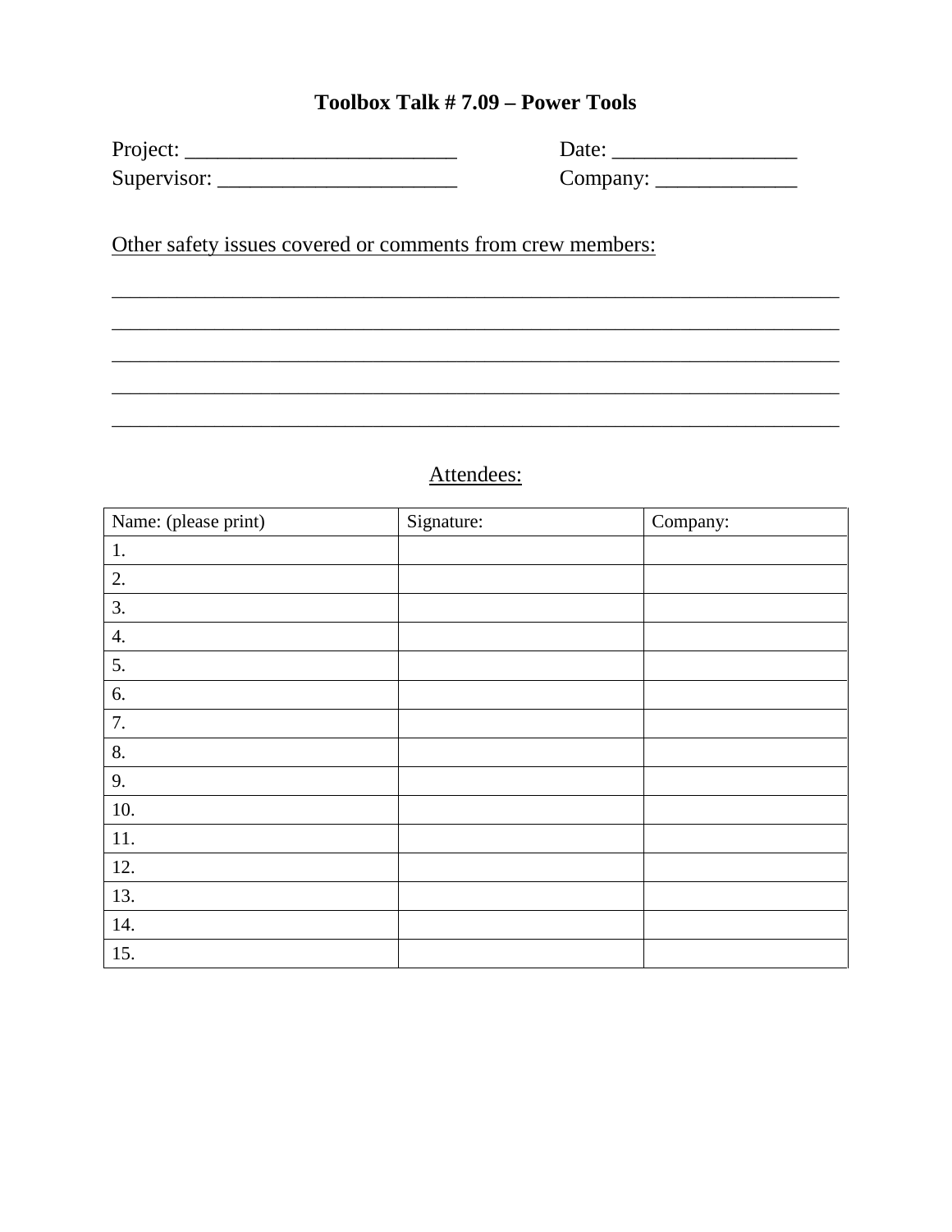# Toolbox Talk # 7.09 – Power Tools

Project: _________________________ Date: _________________

Supervisor: ______________________ Company: _____________

Other safety issues covered or comments from crew members:

____________________________________________________________________________

____________________________________________________________________________

____________________________________________________________________________

____________________________________________________________________________

____________________________________________________________________________

## Attendees:

| Name: (please print) | Signature: | Company: |
| --- | --- | --- |
| 1. | | |
| 2. | | |
| 3. | | |
| 4. | | |
| 5. | | |
| 6. | | |
| 7. | | |
| 8. | | |
| 9. | | |
| 10. | | |
| 11. | | |
| 12. | | |
| 13. | | |
| 14. | | |
| 15. | | |